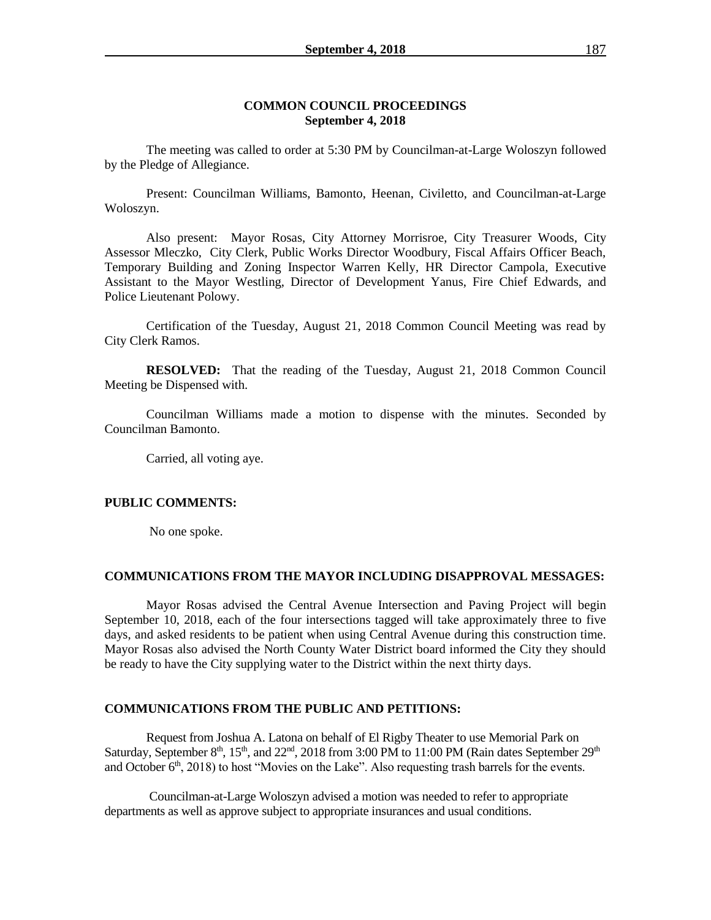# COMMON COUNCIL PROCEEDINGS
## September 4, 2018

The meeting was called to order at 5:30 PM by Councilman-at-Large Woloszyn followed by the Pledge of Allegiance.

Present: Councilman Williams, Bamonto, Heenan, Civiletto, and Councilman-at-Large Woloszyn.

Also present: Mayor Rosas, City Attorney Morrisroe, City Treasurer Woods, City Assessor Mleczko, City Clerk, Public Works Director Woodbury, Fiscal Affairs Officer Beach, Temporary Building and Zoning Inspector Warren Kelly, HR Director Campola, Executive Assistant to the Mayor Westling, Director of Development Yanus, Fire Chief Edwards, and Police Lieutenant Polowy.

Certification of the Tuesday, August 21, 2018 Common Council Meeting was read by City Clerk Ramos.

**RESOLVED:** That the reading of the Tuesday, August 21, 2018 Common Council Meeting be Dispensed with.

Councilman Williams made a motion to dispense with the minutes. Seconded by Councilman Bamonto.

Carried, all voting aye.

**PUBLIC COMMENTS:**

No one spoke.

**COMMUNICATIONS FROM THE MAYOR INCLUDING DISAPPROVAL MESSAGES:**

Mayor Rosas advised the Central Avenue Intersection and Paving Project will begin September 10, 2018, each of the four intersections tagged will take approximately three to five days, and asked residents to be patient when using Central Avenue during this construction time. Mayor Rosas also advised the North County Water District board informed the City they should be ready to have the City supplying water to the District within the next thirty days.

**COMMUNICATIONS FROM THE PUBLIC AND PETITIONS:**

Request from Joshua A. Latona on behalf of El Rigby Theater to use Memorial Park on Saturday, September 8th, 15th, and 22nd, 2018 from 3:00 PM to 11:00 PM (Rain dates September 29th and October 6th, 2018) to host "Movies on the Lake". Also requesting trash barrels for the events.

Councilman-at-Large Woloszyn advised a motion was needed to refer to appropriate departments as well as approve subject to appropriate insurances and usual conditions.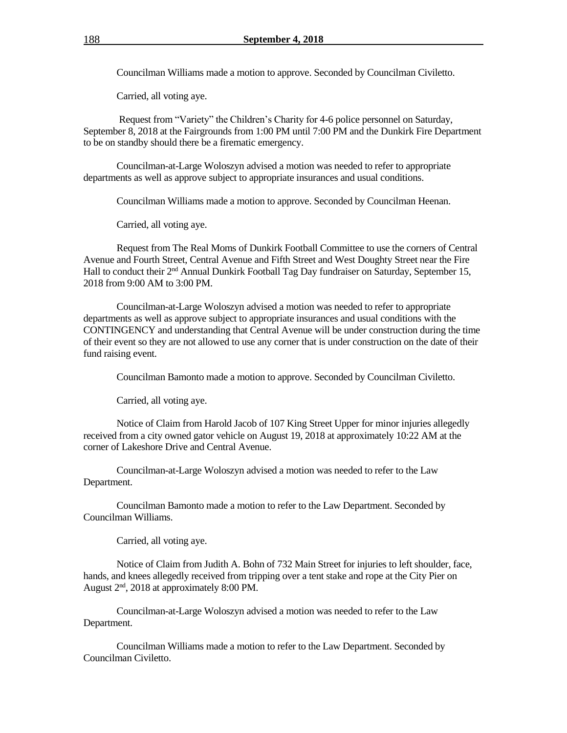Councilman Williams made a motion to approve. Seconded by Councilman Civiletto.

Carried, all voting aye.

Request from "Variety" the Children's Charity for 4-6 police personnel on Saturday, September 8, 2018 at the Fairgrounds from 1:00 PM until 7:00 PM and the Dunkirk Fire Department to be on standby should there be a firematic emergency.

Councilman-at-Large Woloszyn advised a motion was needed to refer to appropriate departments as well as approve subject to appropriate insurances and usual conditions.

Councilman Williams made a motion to approve. Seconded by Councilman Heenan.

Carried, all voting aye.

Request from The Real Moms of Dunkirk Football Committee to use the corners of Central Avenue and Fourth Street, Central Avenue and Fifth Street and West Doughty Street near the Fire Hall to conduct their 2nd Annual Dunkirk Football Tag Day fundraiser on Saturday, September 15, 2018 from 9:00 AM to 3:00 PM.

Councilman-at-Large Woloszyn advised a motion was needed to refer to appropriate departments as well as approve subject to appropriate insurances and usual conditions with the CONTINGENCY and understanding that Central Avenue will be under construction during the time of their event so they are not allowed to use any corner that is under construction on the date of their fund raising event.

Councilman Bamonto made a motion to approve. Seconded by Councilman Civiletto.

Carried, all voting aye.

Notice of Claim from Harold Jacob of 107 King Street Upper for minor injuries allegedly received from a city owned gator vehicle on August 19, 2018 at approximately 10:22 AM at the corner of Lakeshore Drive and Central Avenue.

Councilman-at-Large Woloszyn advised a motion was needed to refer to the Law Department.

Councilman Bamonto made a motion to refer to the Law Department. Seconded by Councilman Williams.

Carried, all voting aye.

Notice of Claim from Judith A. Bohn of 732 Main Street for injuries to left shoulder, face, hands, and knees allegedly received from tripping over a tent stake and rope at the City Pier on August 2nd, 2018 at approximately 8:00 PM.

Councilman-at-Large Woloszyn advised a motion was needed to refer to the Law Department.

Councilman Williams made a motion to refer to the Law Department. Seconded by Councilman Civiletto.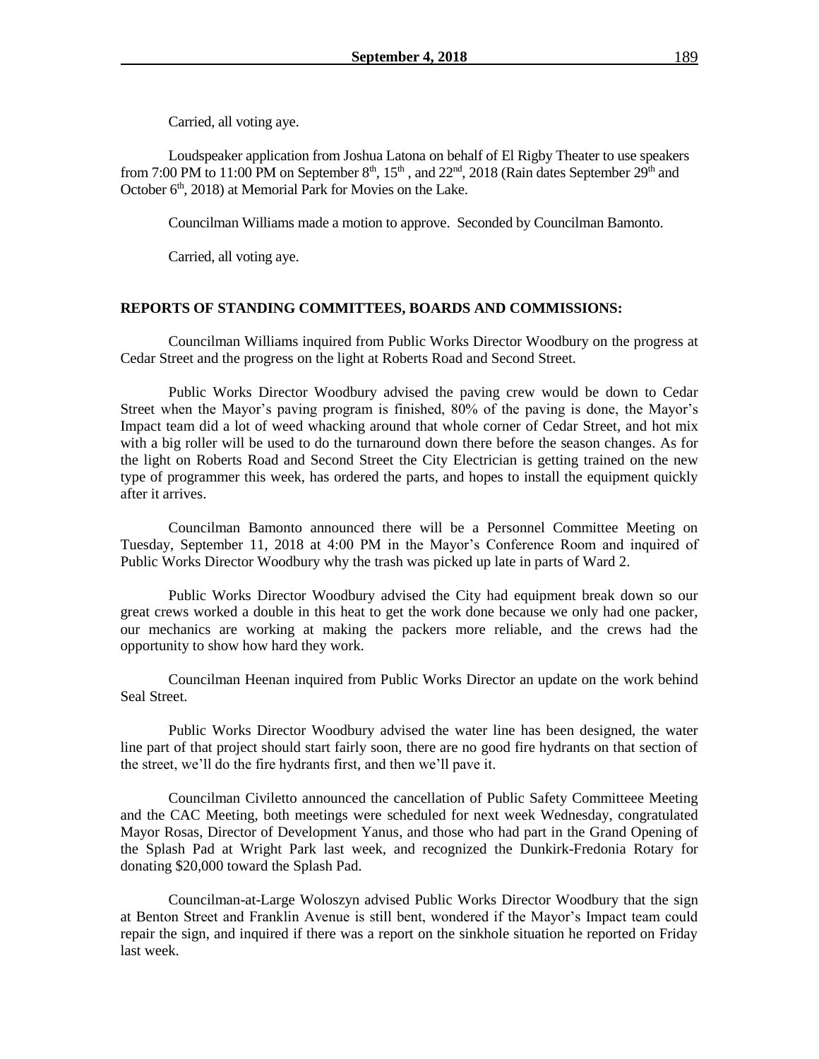Carried, all voting aye.

Loudspeaker application from Joshua Latona on behalf of El Rigby Theater to use speakers from 7:00 PM to 11:00 PM on September 8th, 15th , and 22nd, 2018 (Rain dates September 29th and October 6th, 2018) at Memorial Park for Movies on the Lake.

Councilman Williams made a motion to approve. Seconded by Councilman Bamonto.

Carried, all voting aye.

**REPORTS OF STANDING COMMITTEES, BOARDS AND COMMISSIONS:**

Councilman Williams inquired from Public Works Director Woodbury on the progress at Cedar Street and the progress on the light at Roberts Road and Second Street.

Public Works Director Woodbury advised the paving crew would be down to Cedar Street when the Mayor's paving program is finished, 80% of the paving is done, the Mayor's Impact team did a lot of weed whacking around that whole corner of Cedar Street, and hot mix with a big roller will be used to do the turnaround down there before the season changes. As for the light on Roberts Road and Second Street the City Electrician is getting trained on the new type of programmer this week, has ordered the parts, and hopes to install the equipment quickly after it arrives.

Councilman Bamonto announced there will be a Personnel Committee Meeting on Tuesday, September 11, 2018 at 4:00 PM in the Mayor's Conference Room and inquired of Public Works Director Woodbury why the trash was picked up late in parts of Ward 2.

Public Works Director Woodbury advised the City had equipment break down so our great crews worked a double in this heat to get the work done because we only had one packer, our mechanics are working at making the packers more reliable, and the crews had the opportunity to show how hard they work.

Councilman Heenan inquired from Public Works Director an update on the work behind Seal Street.

Public Works Director Woodbury advised the water line has been designed, the water line part of that project should start fairly soon, there are no good fire hydrants on that section of the street, we'll do the fire hydrants first, and then we'll pave it.

Councilman Civiletto announced the cancellation of Public Safety Committeee Meeting and the CAC Meeting, both meetings were scheduled for next week Wednesday, congratulated Mayor Rosas, Director of Development Yanus, and those who had part in the Grand Opening of the Splash Pad at Wright Park last week, and recognized the Dunkirk-Fredonia Rotary for donating $20,000 toward the Splash Pad.

Councilman-at-Large Woloszyn advised Public Works Director Woodbury that the sign at Benton Street and Franklin Avenue is still bent, wondered if the Mayor's Impact team could repair the sign, and inquired if there was a report on the sinkhole situation he reported on Friday last week.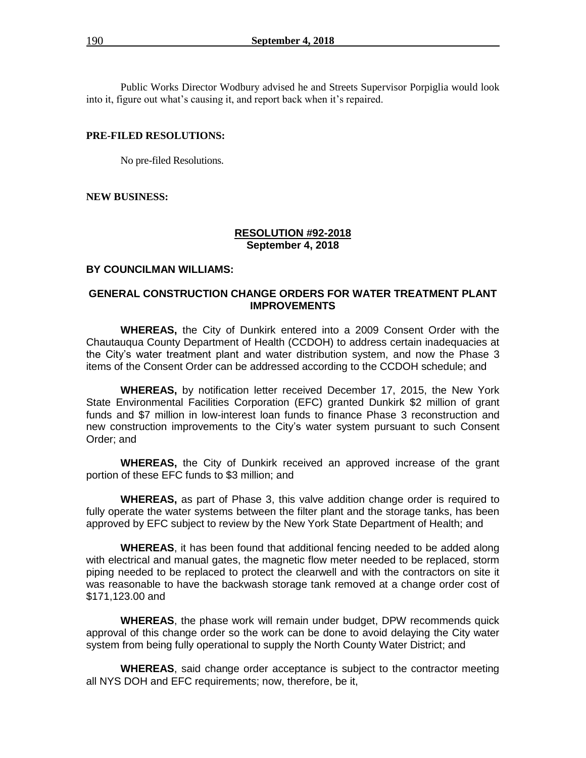Public Works Director Wodbury advised he and Streets Supervisor Porpiglia would look into it, figure out what's causing it, and report back when it's repaired.

**PRE-FILED RESOLUTIONS:**

No pre-filed Resolutions.

**NEW BUSINESS:**

**RESOLUTION #92-2018**
**September 4, 2018**

**BY COUNCILMAN WILLIAMS:**

**GENERAL CONSTRUCTION CHANGE ORDERS FOR WATER TREATMENT PLANT IMPROVEMENTS**

**WHEREAS,** the City of Dunkirk entered into a 2009 Consent Order with the Chautauqua County Department of Health (CCDOH) to address certain inadequacies at the City's water treatment plant and water distribution system, and now the Phase 3 items of the Consent Order can be addressed according to the CCDOH schedule; and

**WHEREAS,** by notification letter received December 17, 2015, the New York State Environmental Facilities Corporation (EFC) granted Dunkirk $2 million of grant funds and $7 million in low-interest loan funds to finance Phase 3 reconstruction and new construction improvements to the City's water system pursuant to such Consent Order; and

**WHEREAS,** the City of Dunkirk received an approved increase of the grant portion of these EFC funds to $3 million; and

**WHEREAS,** as part of Phase 3, this valve addition change order is required to fully operate the water systems between the filter plant and the storage tanks, has been approved by EFC subject to review by the New York State Department of Health; and

**WHEREAS**, it has been found that additional fencing needed to be added along with electrical and manual gates, the magnetic flow meter needed to be replaced, storm piping needed to be replaced to protect the clearwell and with the contractors on site it was reasonable to have the backwash storage tank removed at a change order cost of $171,123.00 and

**WHEREAS**, the phase work will remain under budget, DPW recommends quick approval of this change order so the work can be done to avoid delaying the City water system from being fully operational to supply the North County Water District; and

**WHEREAS**, said change order acceptance is subject to the contractor meeting all NYS DOH and EFC requirements; now, therefore, be it,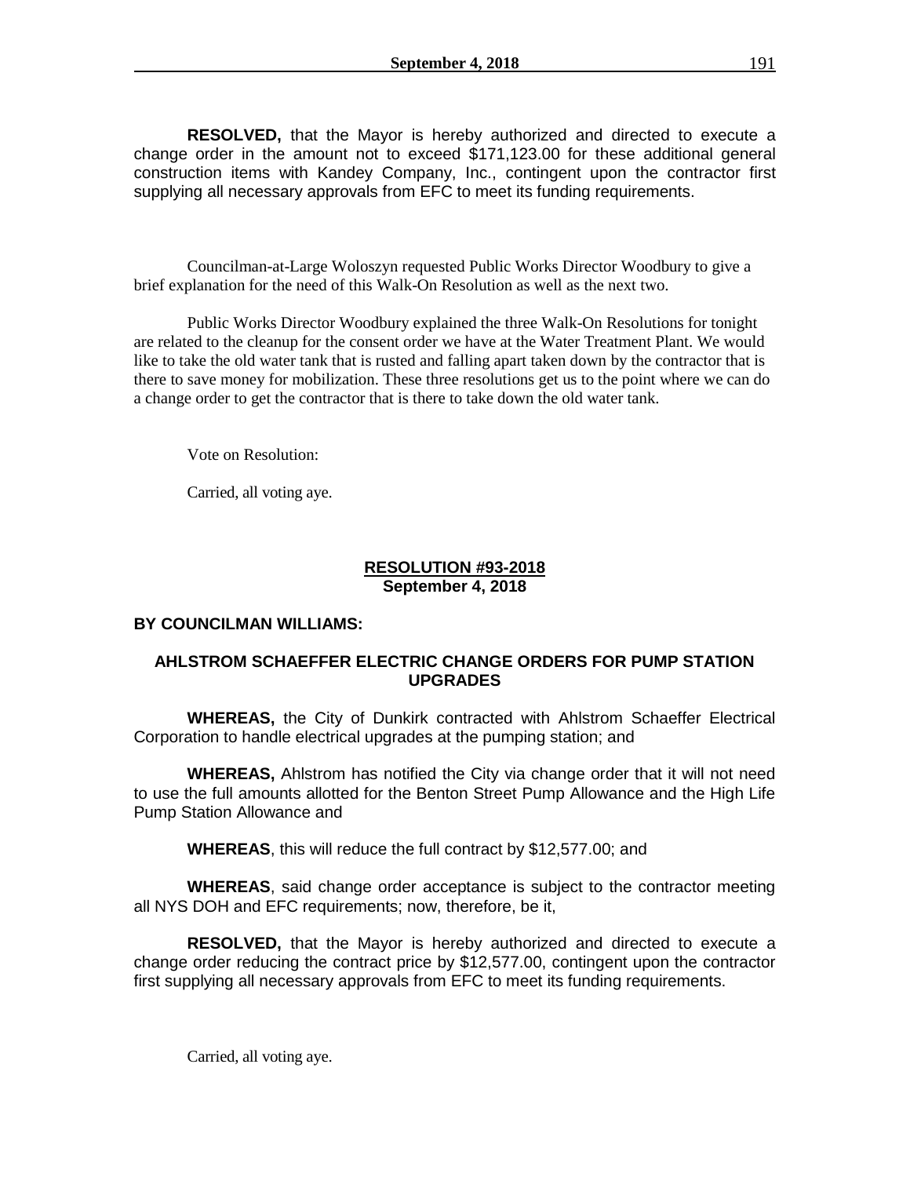**RESOLVED,** that the Mayor is hereby authorized and directed to execute a change order in the amount not to exceed $171,123.00 for these additional general construction items with Kandey Company, Inc., contingent upon the contractor first supplying all necessary approvals from EFC to meet its funding requirements.

Councilman-at-Large Woloszyn requested Public Works Director Woodbury to give a brief explanation for the need of this Walk-On Resolution as well as the next two.

Public Works Director Woodbury explained the three Walk-On Resolutions for tonight are related to the cleanup for the consent order we have at the Water Treatment Plant. We would like to take the old water tank that is rusted and falling apart taken down by the contractor that is there to save money for mobilization. These three resolutions get us to the point where we can do a change order to get the contractor that is there to take down the old water tank.

Vote on Resolution:

Carried, all voting aye.

**RESOLUTION #93-2018**
**September 4, 2018**

**BY COUNCILMAN WILLIAMS:**

**AHLSTROM SCHAEFFER ELECTRIC CHANGE ORDERS FOR PUMP STATION UPGRADES**

**WHEREAS,** the City of Dunkirk contracted with Ahlstrom Schaeffer Electrical Corporation to handle electrical upgrades at the pumping station; and

**WHEREAS,** Ahlstrom has notified the City via change order that it will not need to use the full amounts allotted for the Benton Street Pump Allowance and the High Life Pump Station Allowance and

**WHEREAS**, this will reduce the full contract by $12,577.00; and

**WHEREAS**, said change order acceptance is subject to the contractor meeting all NYS DOH and EFC requirements; now, therefore, be it,

**RESOLVED,** that the Mayor is hereby authorized and directed to execute a change order reducing the contract price by $12,577.00, contingent upon the contractor first supplying all necessary approvals from EFC to meet its funding requirements.

Carried, all voting aye.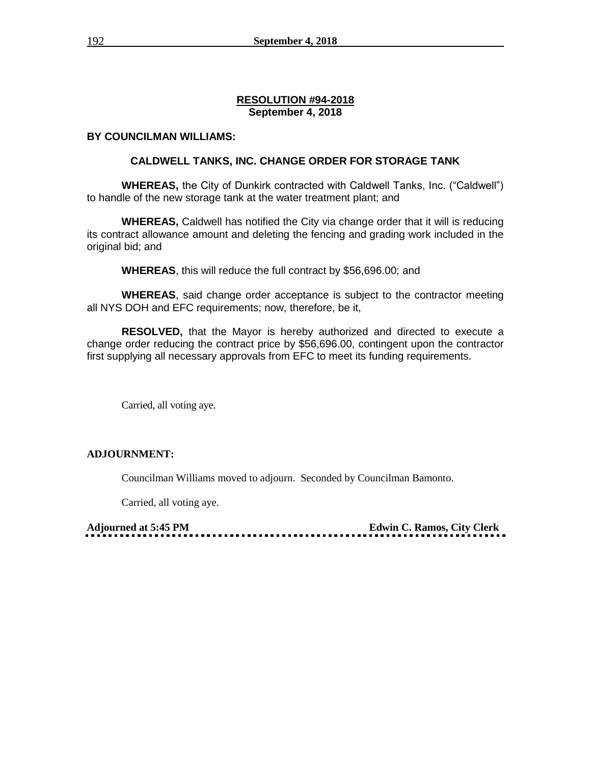**RESOLUTION #94-2018**
**September 4, 2018**

**BY COUNCILMAN WILLIAMS:**

**CALDWELL TANKS, INC. CHANGE ORDER FOR STORAGE TANK**

**WHEREAS,** the City of Dunkirk contracted with Caldwell Tanks, Inc. ("Caldwell") to handle of the new storage tank at the water treatment plant; and

**WHEREAS,** Caldwell has notified the City via change order that it will is reducing its contract allowance amount and deleting the fencing and grading work included in the original bid; and

**WHEREAS**, this will reduce the full contract by $56,696.00; and

**WHEREAS**, said change order acceptance is subject to the contractor meeting all NYS DOH and EFC requirements; now, therefore, be it,

**RESOLVED,** that the Mayor is hereby authorized and directed to execute a change order reducing the contract price by $56,696.00, contingent upon the contractor first supplying all necessary approvals from EFC to meet its funding requirements.

Carried, all voting aye.

**ADJOURNMENT:**

Councilman Williams moved to adjourn. Seconded by Councilman Bamonto.

Carried, all voting aye.

**Adjourned at 5:45 PM** **Edwin C. Ramos, City Clerk**